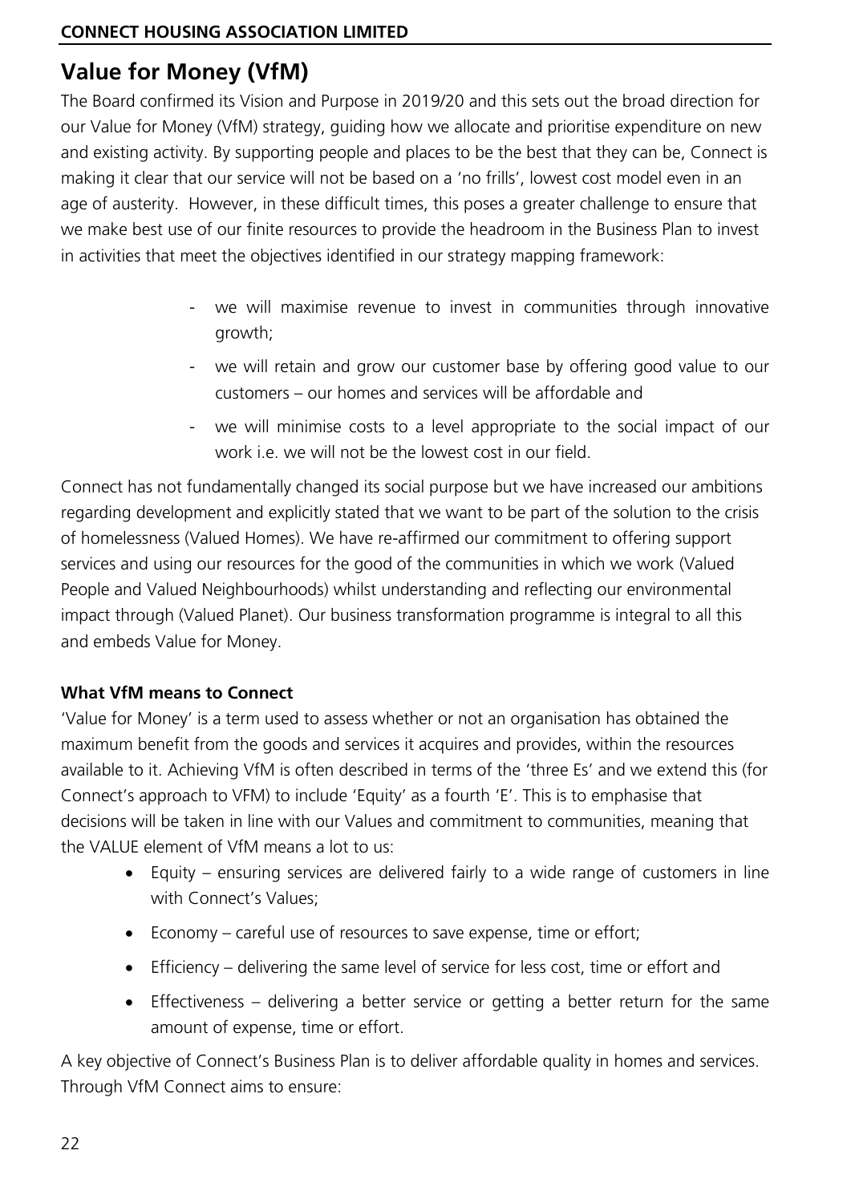# Value for Money (VfM)

The Board confirmed its Vision and Purpose in 2019/20 and this sets out the broad direction for our Value for Money (VfM) strategy, guiding how we allocate and prioritise expenditure on new and existing activity. By supporting people and places to be the best that they can be, Connect is making it clear that our service will not be based on a 'no frills', lowest cost model even in an age of austerity. However, in these difficult times, this poses a greater challenge to ensure that we make best use of our finite resources to provide the headroom in the Business Plan to invest in activities that meet the objectives identified in our strategy mapping framework:

- we will maximise revenue to invest in communities through innovative growth;
- we will retain and grow our customer base by offering good value to our customers – our homes and services will be affordable and
- we will minimise costs to a level appropriate to the social impact of our work i.e. we will not be the lowest cost in our field.

Connect has not fundamentally changed its social purpose but we have increased our ambitions regarding development and explicitly stated that we want to be part of the solution to the crisis of homelessness (Valued Homes). We have re-affirmed our commitment to offering support services and using our resources for the good of the communities in which we work (Valued People and Valued Neighbourhoods) whilst understanding and reflecting our environmental impact through (Valued Planet). Our business transformation programme is integral to all this and embeds Value for Money.

**What VfM means to Connect**

'Value for Money' is a term used to assess whether or not an organisation has obtained the maximum benefit from the goods and services it acquires and provides, within the resources available to it. Achieving VfM is often described in terms of the 'three Es' and we extend this (for Connect's approach to VFM) to include 'Equity' as a fourth 'E'. This is to emphasise that decisions will be taken in line with our Values and commitment to communities, meaning that the VALUE element of VfM means a lot to us:

- Equity – ensuring services are delivered fairly to a wide range of customers in line with Connect's Values;
- Economy – careful use of resources to save expense, time or effort;
- Efficiency – delivering the same level of service for less cost, time or effort and
- Effectiveness – delivering a better service or getting a better return for the same amount of expense, time or effort.

A key objective of Connect's Business Plan is to deliver affordable quality in homes and services. Through VfM Connect aims to ensure: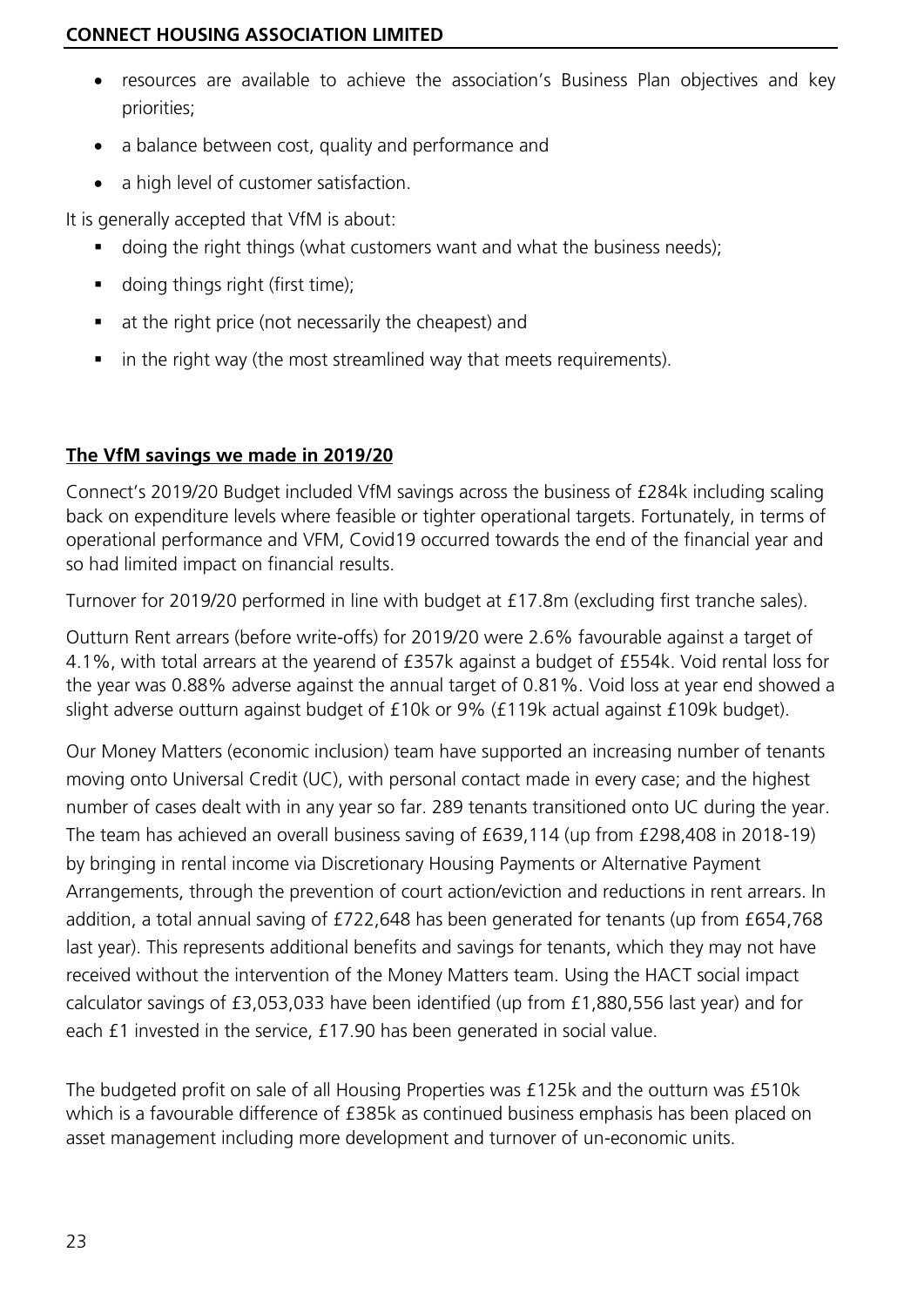- resources are available to achieve the association's Business Plan objectives and key priorities;
- a balance between cost, quality and performance and
- a high level of customer satisfaction.

It is generally accepted that VfM is about:

- doing the right things (what customers want and what the business needs);
- doing things right (first time);
- at the right price (not necessarily the cheapest) and
- in the right way (the most streamlined way that meets requirements).

**The VfM savings we made in 2019/20**

Connect's 2019/20 Budget included VfM savings across the business of £284k including scaling back on expenditure levels where feasible or tighter operational targets. Fortunately, in terms of operational performance and VFM, Covid19 occurred towards the end of the financial year and so had limited impact on financial results.

Turnover for 2019/20 performed in line with budget at £17.8m (excluding first tranche sales).

Outturn Rent arrears (before write-offs) for 2019/20 were 2.6% favourable against a target of 4.1%, with total arrears at the yearend of £357k against a budget of £554k. Void rental loss for the year was 0.88% adverse against the annual target of 0.81%. Void loss at year end showed a slight adverse outturn against budget of £10k or 9% (£119k actual against £109k budget).

Our Money Matters (economic inclusion) team have supported an increasing number of tenants moving onto Universal Credit (UC), with personal contact made in every case; and the highest number of cases dealt with in any year so far. 289 tenants transitioned onto UC during the year. The team has achieved an overall business saving of £639,114 (up from £298,408 in 2018-19) by bringing in rental income via Discretionary Housing Payments or Alternative Payment Arrangements, through the prevention of court action/eviction and reductions in rent arrears. In addition, a total annual saving of £722,648 has been generated for tenants (up from £654,768 last year). This represents additional benefits and savings for tenants, which they may not have received without the intervention of the Money Matters team. Using the HACT social impact calculator savings of £3,053,033 have been identified (up from £1,880,556 last year) and for each £1 invested in the service, £17.90 has been generated in social value.

The budgeted profit on sale of all Housing Properties was £125k and the outturn was £510k which is a favourable difference of £385k as continued business emphasis has been placed on asset management including more development and turnover of un-economic units.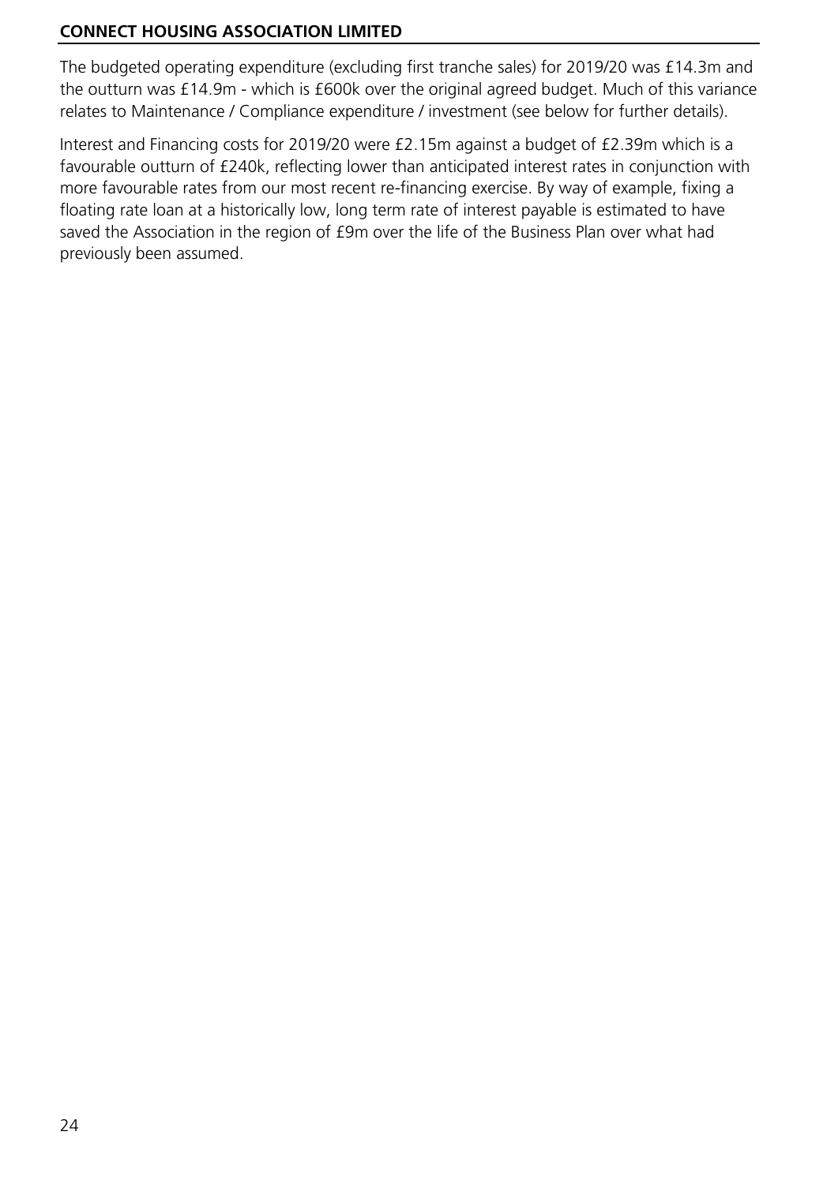The budgeted operating expenditure (excluding first tranche sales) for 2019/20 was £14.3m and the outturn was £14.9m - which is £600k over the original agreed budget. Much of this variance relates to Maintenance / Compliance expenditure / investment (see below for further details).

Interest and Financing costs for 2019/20 were £2.15m against a budget of £2.39m which is a favourable outturn of £240k, reflecting lower than anticipated interest rates in conjunction with more favourable rates from our most recent re-financing exercise. By way of example, fixing a floating rate loan at a historically low, long term rate of interest payable is estimated to have saved the Association in the region of £9m over the life of the Business Plan over what had previously been assumed.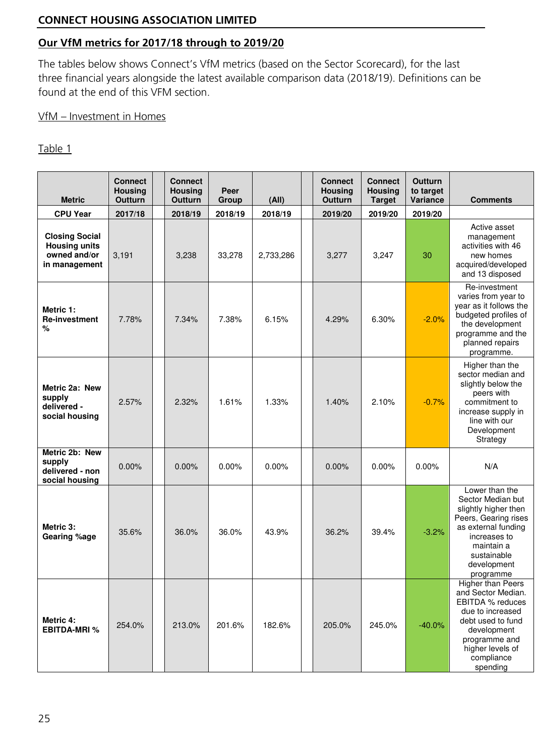**CONNECT HOUSING ASSOCIATION LIMITED**

## Our VfM metrics for 2017/18 through to 2019/20

The tables below shows Connect's VfM metrics (based on the Sector Scorecard), for the last three financial years alongside the latest available comparison data (2018/19). Definitions can be found at the end of this VFM section.

VfM – Investment in Homes

Table 1

| Metric | Connect Housing Outturn | Connect Housing Outturn | Peer Group | (All) | Connect Housing Outturn | Connect Housing Target | Outturn to target Variance | Comments |
|---|---|---|---|---|---|---|---|---|
| **CPU Year** | **2017/18** | **2018/19** | **2018/19** | **2018/19** | **2019/20** | **2019/20** | **2019/20** | |
| **Closing Social Housing units owned and/or in management** | 3,191 | 3,238 | 33,278 | 2,733,286 | 3,277 | 3,247 | 30 | Active asset management activities with 46 new homes acquired/developed and 13 disposed |
| **Metric 1: Re-investment %** | 7.78% | 7.34% | 7.38% | 6.15% | 4.29% | 6.30% | -2.0% | Re-investment varies from year to year as it follows the budgeted profiles of the development programme and the planned repairs programme. |
| **Metric 2a: New supply delivered - social housing** | 2.57% | 2.32% | 1.61% | 1.33% | 1.40% | 2.10% | -0.7% | Higher than the sector median and slightly below the peers with commitment to increase supply in line with our Development Strategy |
| **Metric 2b: New supply delivered - non social housing** | 0.00% | 0.00% | 0.00% | 0.00% | 0.00% | 0.00% | 0.00% | N/A |
| **Metric 3: Gearing %age** | 35.6% | 36.0% | 36.0% | 43.9% | 36.2% | 39.4% | -3.2% | Lower than the Sector Median but slightly higher then Peers, Gearing rises as external funding increases to maintain a sustainable development programme |
| **Metric 4: EBITDA-MRI %** | 254.0% | 213.0% | 201.6% | 182.6% | 205.0% | 245.0% | -40.0% | Higher than Peers and Sector Median. EBITDA % reduces due to increased debt used to fund development programme and higher levels of compliance spending |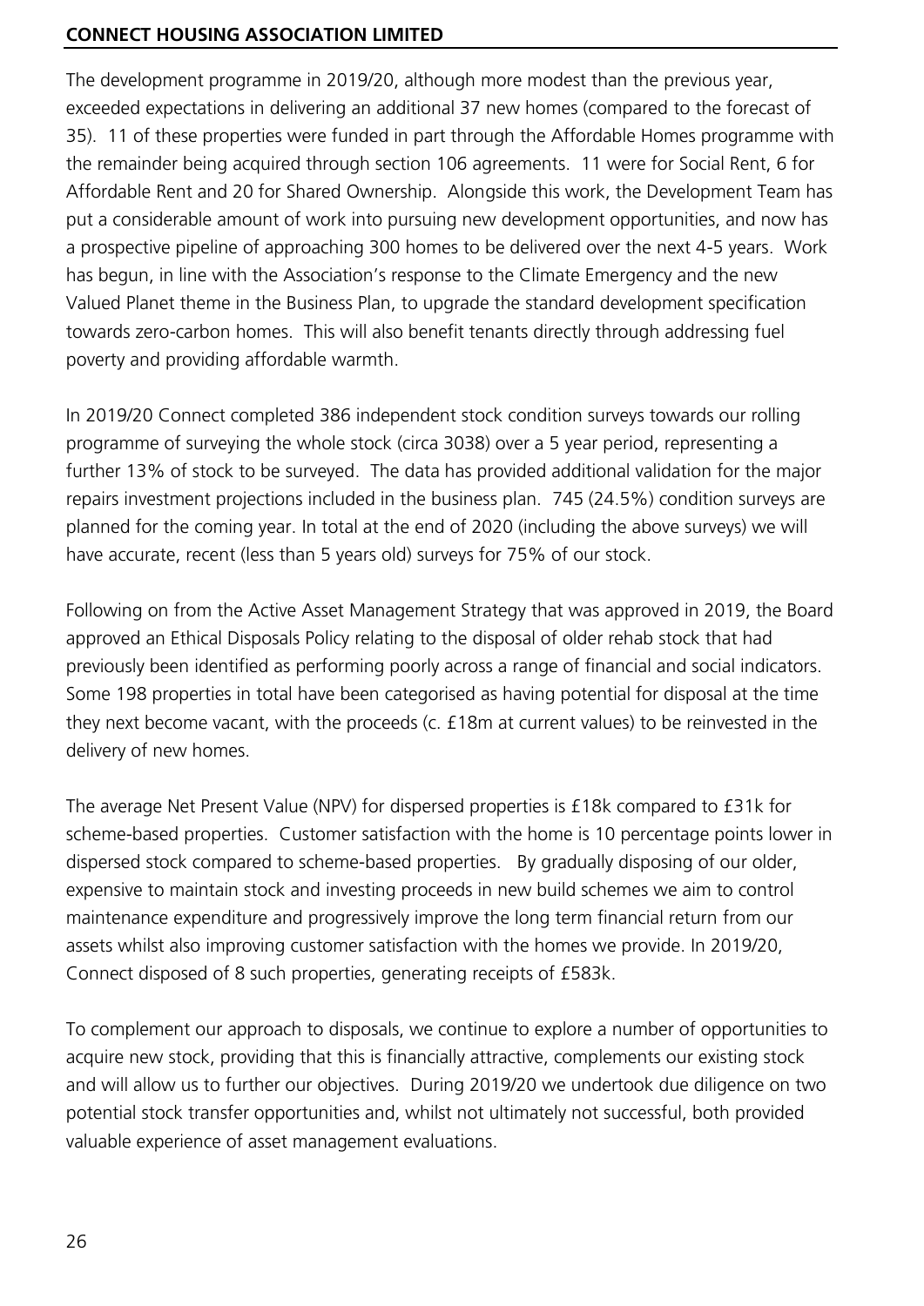The development programme in 2019/20, although more modest than the previous year, exceeded expectations in delivering an additional 37 new homes (compared to the forecast of 35). 11 of these properties were funded in part through the Affordable Homes programme with the remainder being acquired through section 106 agreements. 11 were for Social Rent, 6 for Affordable Rent and 20 for Shared Ownership. Alongside this work, the Development Team has put a considerable amount of work into pursuing new development opportunities, and now has a prospective pipeline of approaching 300 homes to be delivered over the next 4-5 years. Work has begun, in line with the Association's response to the Climate Emergency and the new Valued Planet theme in the Business Plan, to upgrade the standard development specification towards zero-carbon homes. This will also benefit tenants directly through addressing fuel poverty and providing affordable warmth.

In 2019/20 Connect completed 386 independent stock condition surveys towards our rolling programme of surveying the whole stock (circa 3038) over a 5 year period, representing a further 13% of stock to be surveyed. The data has provided additional validation for the major repairs investment projections included in the business plan. 745 (24.5%) condition surveys are planned for the coming year. In total at the end of 2020 (including the above surveys) we will have accurate, recent (less than 5 years old) surveys for 75% of our stock.

Following on from the Active Asset Management Strategy that was approved in 2019, the Board approved an Ethical Disposals Policy relating to the disposal of older rehab stock that had previously been identified as performing poorly across a range of financial and social indicators. Some 198 properties in total have been categorised as having potential for disposal at the time they next become vacant, with the proceeds (c. £18m at current values) to be reinvested in the delivery of new homes.

The average Net Present Value (NPV) for dispersed properties is £18k compared to £31k for scheme-based properties. Customer satisfaction with the home is 10 percentage points lower in dispersed stock compared to scheme-based properties. By gradually disposing of our older, expensive to maintain stock and investing proceeds in new build schemes we aim to control maintenance expenditure and progressively improve the long term financial return from our assets whilst also improving customer satisfaction with the homes we provide. In 2019/20, Connect disposed of 8 such properties, generating receipts of £583k.

To complement our approach to disposals, we continue to explore a number of opportunities to acquire new stock, providing that this is financially attractive, complements our existing stock and will allow us to further our objectives. During 2019/20 we undertook due diligence on two potential stock transfer opportunities and, whilst not ultimately not successful, both provided valuable experience of asset management evaluations.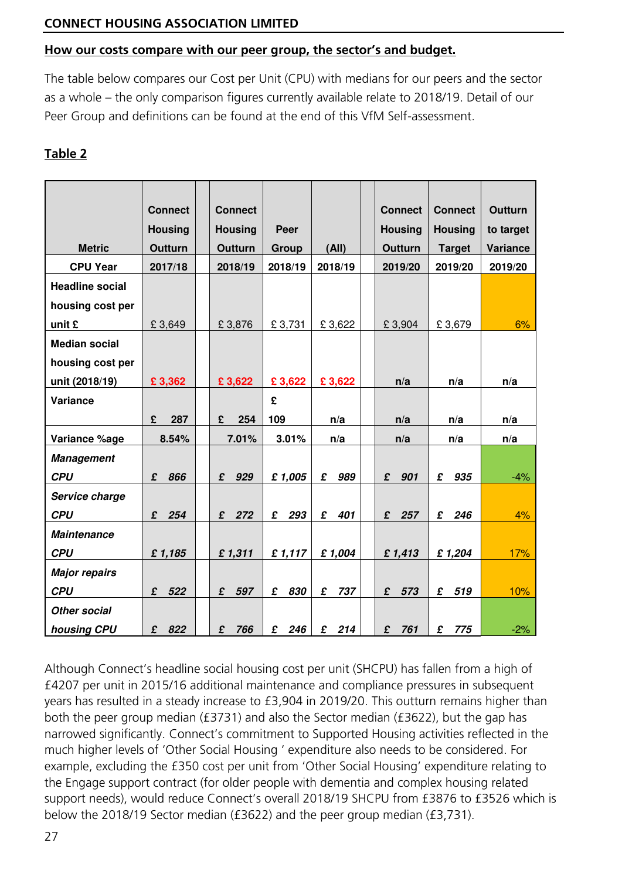**CONNECT HOUSING ASSOCIATION LIMITED**

## How our costs compare with our peer group, the sector's and budget.

The table below compares our Cost per Unit (CPU) with medians for our peers and the sector as a whole – the only comparison figures currently available relate to 2018/19. Detail of our Peer Group and definitions can be found at the end of this VfM Self-assessment.

### Table 2

| Metric | Connect Housing Outturn | | Connect Housing Outturn | Peer Group | (All) | | Connect Housing Outturn | Connect Housing Target | Outturn to target Variance |
|---|---|---|---|---|---|---|---|---|---|
| **CPU Year** | **2017/18** | | **2018/19** | **2018/19** | **2018/19** | | **2019/20** | **2019/20** | **2019/20** |
| **Headline social housing cost per unit £** | £ 3,649 | | £ 3,876 | £ 3,731 | £ 3,622 | | £ 3,904 | £ 3,679 | 6% |
| **Median social housing cost per unit (2018/19)** | **£ 3,362** | | **£ 3,622** | **£ 3,622** | **£ 3,622** | | **n/a** | **n/a** | **n/a** |
| **Variance** | **£ 287** | | **£ 254** | **£ 109** | **n/a** | | **n/a** | **n/a** | **n/a** |
| **Variance %age** | **8.54%** | | **7.01%** | **3.01%** | **n/a** | | **n/a** | **n/a** | **n/a** |
| ***Management CPU*** | ***£ 866*** | | ***£ 929*** | ***£ 1,005*** | ***£ 989*** | | ***£ 901*** | ***£ 935*** | -4% |
| ***Service charge CPU*** | ***£ 254*** | | ***£ 272*** | ***£ 293*** | ***£ 401*** | | ***£ 257*** | ***£ 246*** | 4% |
| ***Maintenance CPU*** | ***£ 1,185*** | | ***£ 1,311*** | ***£ 1,117*** | ***£ 1,004*** | | ***£ 1,413*** | ***£ 1,204*** | 17% |
| ***Major repairs CPU*** | ***£ 522*** | | ***£ 597*** | ***£ 830*** | ***£ 737*** | | ***£ 573*** | ***£ 519*** | 10% |
| ***Other social housing CPU*** | ***£ 822*** | | ***£ 766*** | ***£ 246*** | ***£ 214*** | | ***£ 761*** | ***£ 775*** | -2% |

Although Connect's headline social housing cost per unit (SHCPU) has fallen from a high of £4207 per unit in 2015/16 additional maintenance and compliance pressures in subsequent years has resulted in a steady increase to £3,904 in 2019/20. This outturn remains higher than both the peer group median (£3731) and also the Sector median (£3622), but the gap has narrowed significantly. Connect's commitment to Supported Housing activities reflected in the much higher levels of 'Other Social Housing ' expenditure also needs to be considered. For example, excluding the £350 cost per unit from 'Other Social Housing' expenditure relating to the Engage support contract (for older people with dementia and complex housing related support needs), would reduce Connect's overall 2018/19 SHCPU from £3876 to £3526 which is below the 2018/19 Sector median (£3622) and the peer group median (£3,731).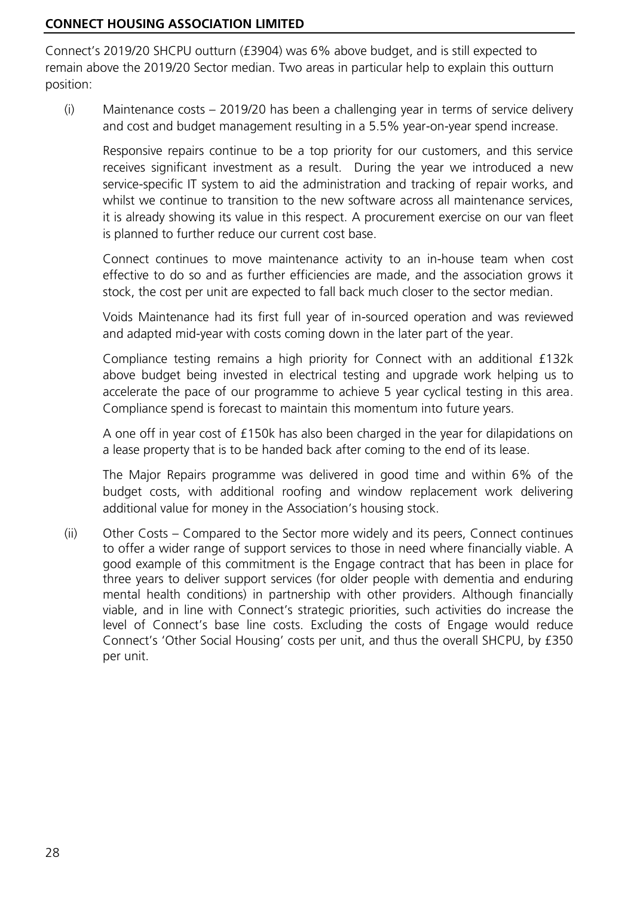Connect's 2019/20 SHCPU outturn (£3904) was 6% above budget, and is still expected to remain above the 2019/20 Sector median. Two areas in particular help to explain this outturn position:

(i) Maintenance costs – 2019/20 has been a challenging year in terms of service delivery and cost and budget management resulting in a 5.5% year-on-year spend increase.

    Responsive repairs continue to be a top priority for our customers, and this service receives significant investment as a result. During the year we introduced a new service-specific IT system to aid the administration and tracking of repair works, and whilst we continue to transition to the new software across all maintenance services, it is already showing its value in this respect. A procurement exercise on our van fleet is planned to further reduce our current cost base.

    Connect continues to move maintenance activity to an in-house team when cost effective to do so and as further efficiencies are made, and the association grows it stock, the cost per unit are expected to fall back much closer to the sector median.

    Voids Maintenance had its first full year of in-sourced operation and was reviewed and adapted mid-year with costs coming down in the later part of the year.

    Compliance testing remains a high priority for Connect with an additional £132k above budget being invested in electrical testing and upgrade work helping us to accelerate the pace of our programme to achieve 5 year cyclical testing in this area. Compliance spend is forecast to maintain this momentum into future years.

    A one off in year cost of £150k has also been charged in the year for dilapidations on a lease property that is to be handed back after coming to the end of its lease.

    The Major Repairs programme was delivered in good time and within 6% of the budget costs, with additional roofing and window replacement work delivering additional value for money in the Association's housing stock.

(ii) Other Costs – Compared to the Sector more widely and its peers, Connect continues to offer a wider range of support services to those in need where financially viable. A good example of this commitment is the Engage contract that has been in place for three years to deliver support services (for older people with dementia and enduring mental health conditions) in partnership with other providers. Although financially viable, and in line with Connect's strategic priorities, such activities do increase the level of Connect's base line costs. Excluding the costs of Engage would reduce Connect's 'Other Social Housing' costs per unit, and thus the overall SHCPU, by £350 per unit.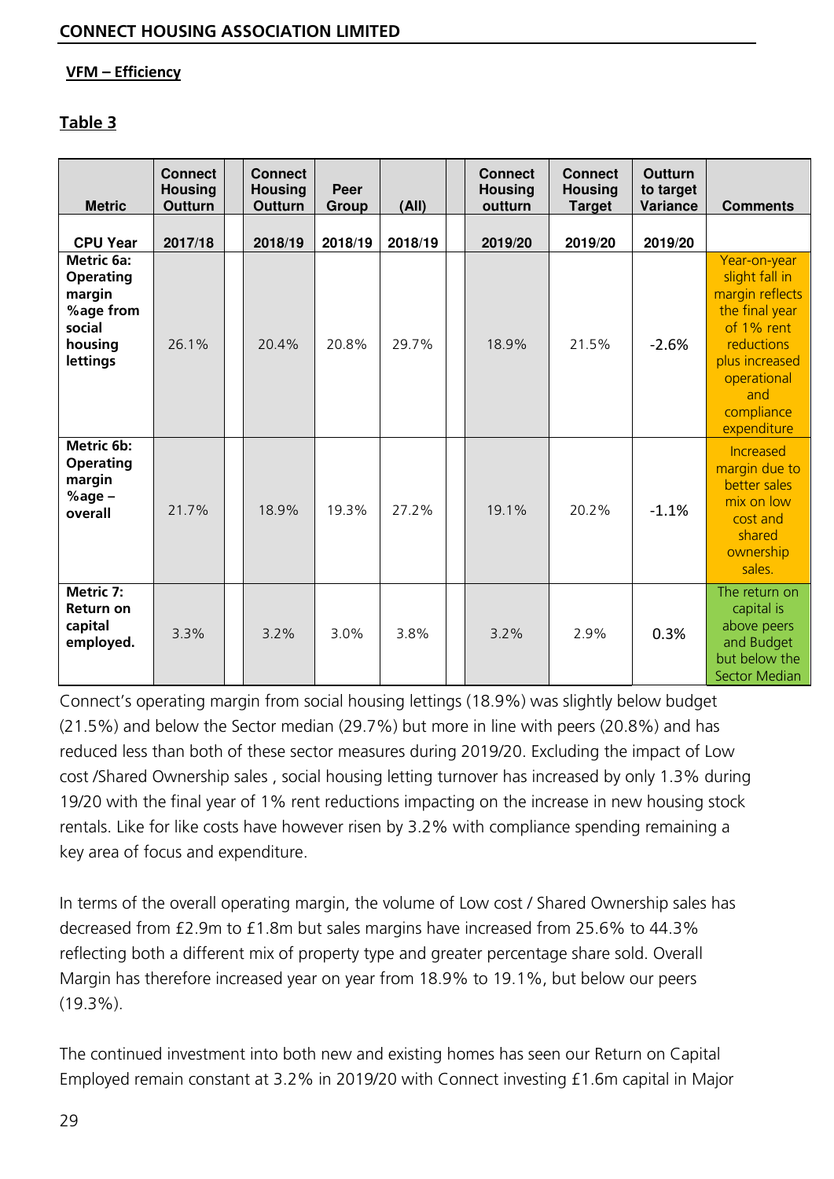**CONNECT HOUSING ASSOCIATION LIMITED**

**VFM – Efficiency**

**Table 3**

| Metric | Connect Housing Outturn | Connect Housing Outturn | Peer Group | (All) | Connect Housing outturn | Connect Housing Target | Outturn to target Variance | Comments |
|---|---|---|---|---|---|---|---|---|
| **CPU Year** | **2017/18** | **2018/19** | **2018/19** | **2018/19** | **2019/20** | **2019/20** | **2019/20** | |
| **Metric 6a: Operating margin %age from social housing lettings** | 26.1% | 20.4% | 20.8% | 29.7% | 18.9% | 21.5% | -2.6% | Year-on-year slight fall in margin reflects the final year of 1% rent reductions plus increased operational and compliance expenditure |
| **Metric 6b: Operating margin %age – overall** | 21.7% | 18.9% | 19.3% | 27.2% | 19.1% | 20.2% | -1.1% | Increased margin due to better sales mix on low cost and shared ownership sales. |
| **Metric 7: Return on capital employed.** | 3.3% | 3.2% | 3.0% | 3.8% | 3.2% | 2.9% | 0.3% | The return on capital is above peers and Budget but below the Sector Median |

Connect's operating margin from social housing lettings (18.9%) was slightly below budget (21.5%) and below the Sector median (29.7%) but more in line with peers (20.8%) and has reduced less than both of these sector measures during 2019/20. Excluding the impact of Low cost /Shared Ownership sales , social housing letting turnover has increased by only 1.3% during 19/20 with the final year of 1% rent reductions impacting on the increase in new housing stock rentals. Like for like costs have however risen by 3.2% with compliance spending remaining a key area of focus and expenditure.

In terms of the overall operating margin, the volume of Low cost / Shared Ownership sales has decreased from £2.9m to £1.8m but sales margins have increased from 25.6% to 44.3% reflecting both a different mix of property type and greater percentage share sold. Overall Margin has therefore increased year on year from 18.9% to 19.1%, but below our peers (19.3%).

The continued investment into both new and existing homes has seen our Return on Capital Employed remain constant at 3.2% in 2019/20 with Connect investing £1.6m capital in Major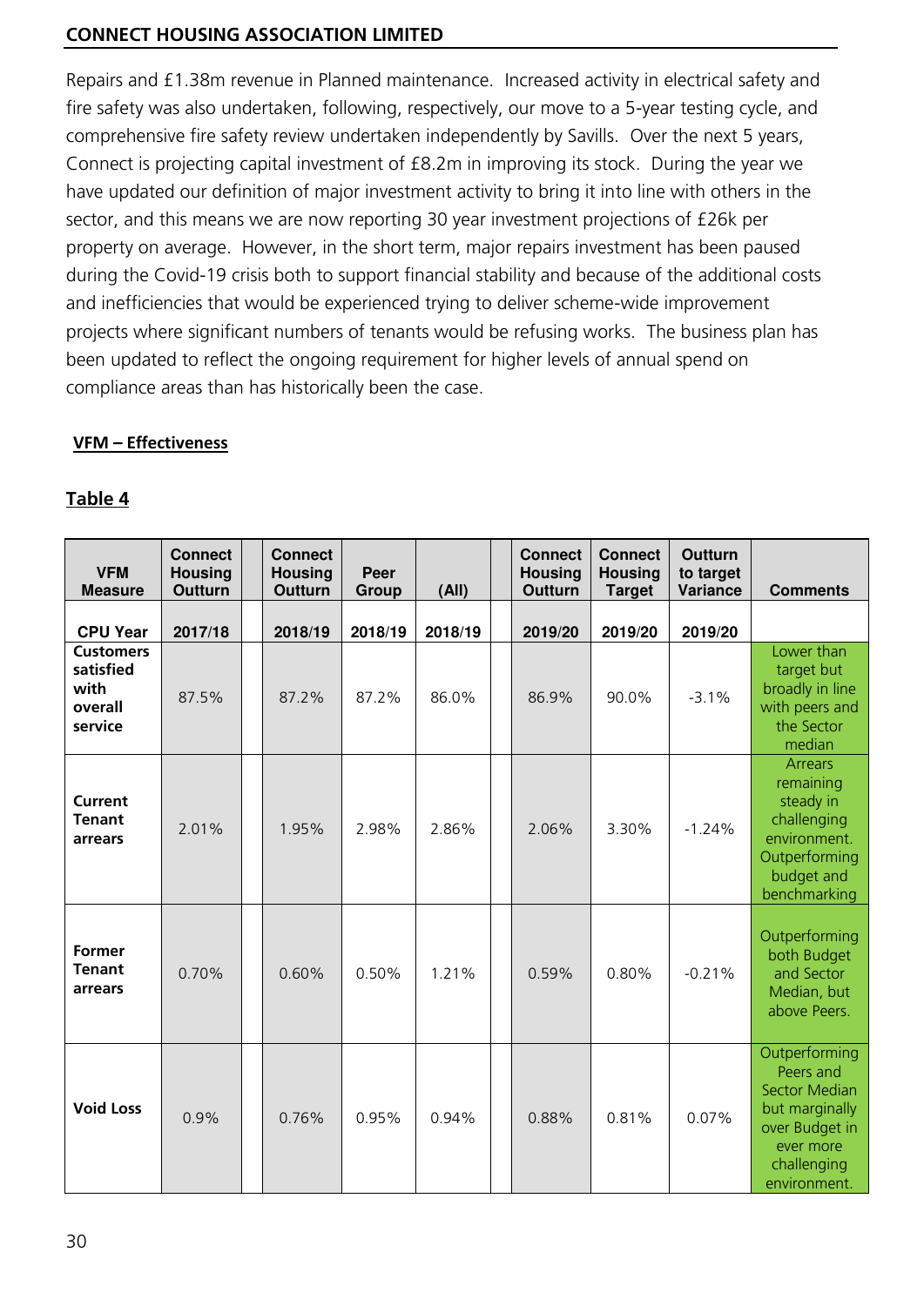Repairs and £1.38m revenue in Planned maintenance. Increased activity in electrical safety and fire safety was also undertaken, following, respectively, our move to a 5-year testing cycle, and comprehensive fire safety review undertaken independently by Savills. Over the next 5 years, Connect is projecting capital investment of £8.2m in improving its stock. During the year we have updated our definition of major investment activity to bring it into line with others in the sector, and this means we are now reporting 30 year investment projections of £26k per property on average. However, in the short term, major repairs investment has been paused during the Covid-19 crisis both to support financial stability and because of the additional costs and inefficiencies that would be experienced trying to deliver scheme-wide improvement projects where significant numbers of tenants would be refusing works. The business plan has been updated to reflect the ongoing requirement for higher levels of annual spend on compliance areas than has historically been the case.

**VFM – Effectiveness**

**Table 4**

| VFM Measure | Connect Housing Outturn | Connect Housing Outturn | Peer Group | (All) | Connect Housing Outturn | Connect Housing Target | Outturn to target Variance | Comments |
|---|---|---|---|---|---|---|---|---|
| **CPU Year** | 2017/18 | 2018/19 | 2018/19 | 2018/19 | 2019/20 | 2019/20 | 2019/20 | |
| **Customers satisfied with overall service** | 87.5% | 87.2% | 87.2% | 86.0% | 86.9% | 90.0% | -3.1% | Lower than target but broadly in line with peers and the Sector median |
| **Current Tenant arrears** | 2.01% | 1.95% | 2.98% | 2.86% | 2.06% | 3.30% | -1.24% | Arrears remaining steady in challenging environment. Outperforming budget and benchmarking |
| **Former Tenant arrears** | 0.70% | 0.60% | 0.50% | 1.21% | 0.59% | 0.80% | -0.21% | Outperforming both Budget and Sector Median, but above Peers. |
| **Void Loss** | 0.9% | 0.76% | 0.95% | 0.94% | 0.88% | 0.81% | 0.07% | Outperforming Peers and Sector Median but marginally over Budget in ever more challenging environment. |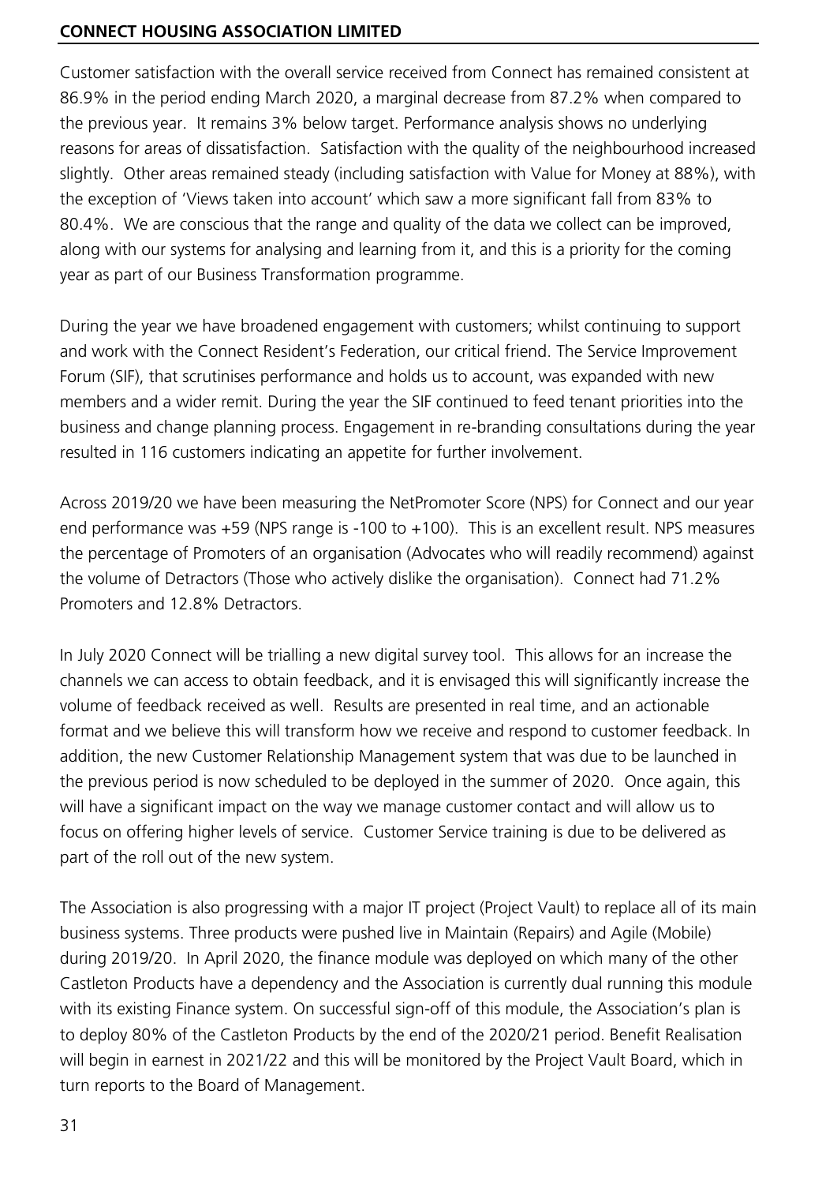Customer satisfaction with the overall service received from Connect has remained consistent at 86.9% in the period ending March 2020, a marginal decrease from 87.2% when compared to the previous year. It remains 3% below target. Performance analysis shows no underlying reasons for areas of dissatisfaction. Satisfaction with the quality of the neighbourhood increased slightly. Other areas remained steady (including satisfaction with Value for Money at 88%), with the exception of 'Views taken into account' which saw a more significant fall from 83% to 80.4%. We are conscious that the range and quality of the data we collect can be improved, along with our systems for analysing and learning from it, and this is a priority for the coming year as part of our Business Transformation programme.

During the year we have broadened engagement with customers; whilst continuing to support and work with the Connect Resident's Federation, our critical friend. The Service Improvement Forum (SIF), that scrutinises performance and holds us to account, was expanded with new members and a wider remit. During the year the SIF continued to feed tenant priorities into the business and change planning process. Engagement in re-branding consultations during the year resulted in 116 customers indicating an appetite for further involvement.

Across 2019/20 we have been measuring the NetPromoter Score (NPS) for Connect and our year end performance was +59 (NPS range is -100 to +100). This is an excellent result. NPS measures the percentage of Promoters of an organisation (Advocates who will readily recommend) against the volume of Detractors (Those who actively dislike the organisation). Connect had 71.2% Promoters and 12.8% Detractors.

In July 2020 Connect will be trialling a new digital survey tool. This allows for an increase the channels we can access to obtain feedback, and it is envisaged this will significantly increase the volume of feedback received as well. Results are presented in real time, and an actionable format and we believe this will transform how we receive and respond to customer feedback. In addition, the new Customer Relationship Management system that was due to be launched in the previous period is now scheduled to be deployed in the summer of 2020. Once again, this will have a significant impact on the way we manage customer contact and will allow us to focus on offering higher levels of service. Customer Service training is due to be delivered as part of the roll out of the new system.

The Association is also progressing with a major IT project (Project Vault) to replace all of its main business systems. Three products were pushed live in Maintain (Repairs) and Agile (Mobile) during 2019/20. In April 2020, the finance module was deployed on which many of the other Castleton Products have a dependency and the Association is currently dual running this module with its existing Finance system. On successful sign-off of this module, the Association's plan is to deploy 80% of the Castleton Products by the end of the 2020/21 period. Benefit Realisation will begin in earnest in 2021/22 and this will be monitored by the Project Vault Board, which in turn reports to the Board of Management.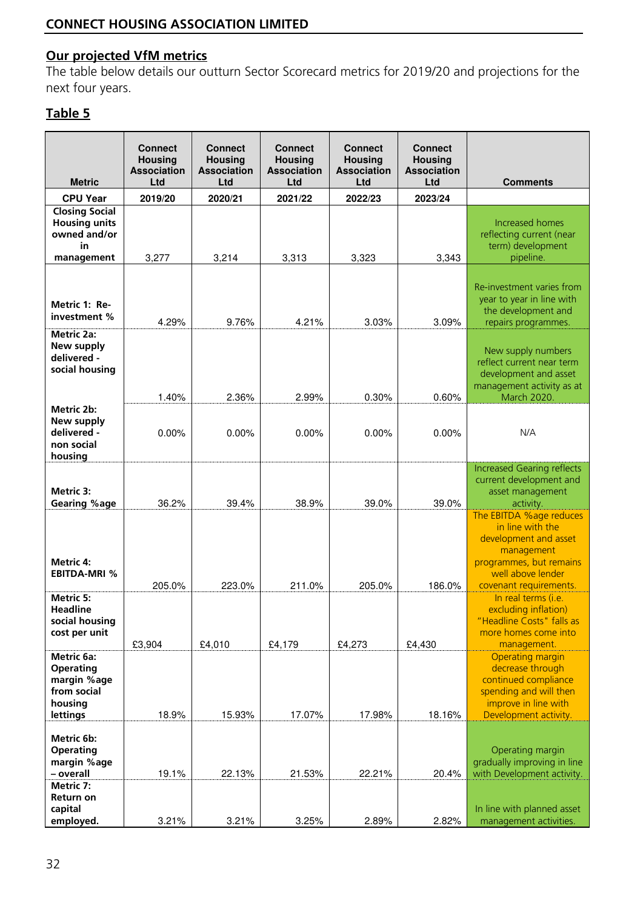## Our projected VfM metrics

The table below details our outturn Sector Scorecard metrics for 2019/20 and projections for the next four years.

## Table 5

| Metric | Connect Housing Association Ltd | Connect Housing Association Ltd | Connect Housing Association Ltd | Connect Housing Association Ltd | Connect Housing Association Ltd | Comments |
|---|---|---|---|---|---|---|
| CPU Year | 2019/20 | 2020/21 | 2021/22 | 2022/23 | 2023/24 | |
| Closing Social Housing units owned and/or in management | 3,277 | 3,214 | 3,313 | 3,323 | 3,343 | Increased homes reflecting current (near term) development pipeline. |
| Metric 1: Re-investment % | 4.29% | 9.76% | 4.21% | 3.03% | 3.09% | Re-investment varies from year to year in line with the development and repairs programmes. |
| Metric 2a: New supply delivered - social housing | 1.40% | 2.36% | 2.99% | 0.30% | 0.60% | New supply numbers reflect current near term development and asset management activity as at March 2020. |
| Metric 2b: New supply delivered - non social housing | 0.00% | 0.00% | 0.00% | 0.00% | 0.00% | N/A |
| Metric 3: Gearing %age | 36.2% | 39.4% | 38.9% | 39.0% | 39.0% | Increased Gearing reflects current development and asset management activity. |
| Metric 4: EBITDA-MRI % | 205.0% | 223.0% | 211.0% | 205.0% | 186.0% | The EBITDA %age reduces in line with the development and asset management programmes, but remains well above lender covenant requirements. |
| Metric 5: Headline social housing cost per unit | £3,904 | £4,010 | £4,179 | £4,273 | £4,430 | In real terms (i.e. excluding inflation) "Headline Costs" falls as more homes come into management. |
| Metric 6a: Operating margin %age from social housing lettings | 18.9% | 15.93% | 17.07% | 17.98% | 18.16% | Operating margin decrease through continued compliance spending and will then improve in line with Development activity. |
| Metric 6b: Operating margin %age – overall | 19.1% | 22.13% | 21.53% | 22.21% | 20.4% | Operating margin gradually improving in line with Development activity. |
| Metric 7: Return on capital employed. | 3.21% | 3.21% | 3.25% | 2.89% | 2.82% | In line with planned asset management activities. |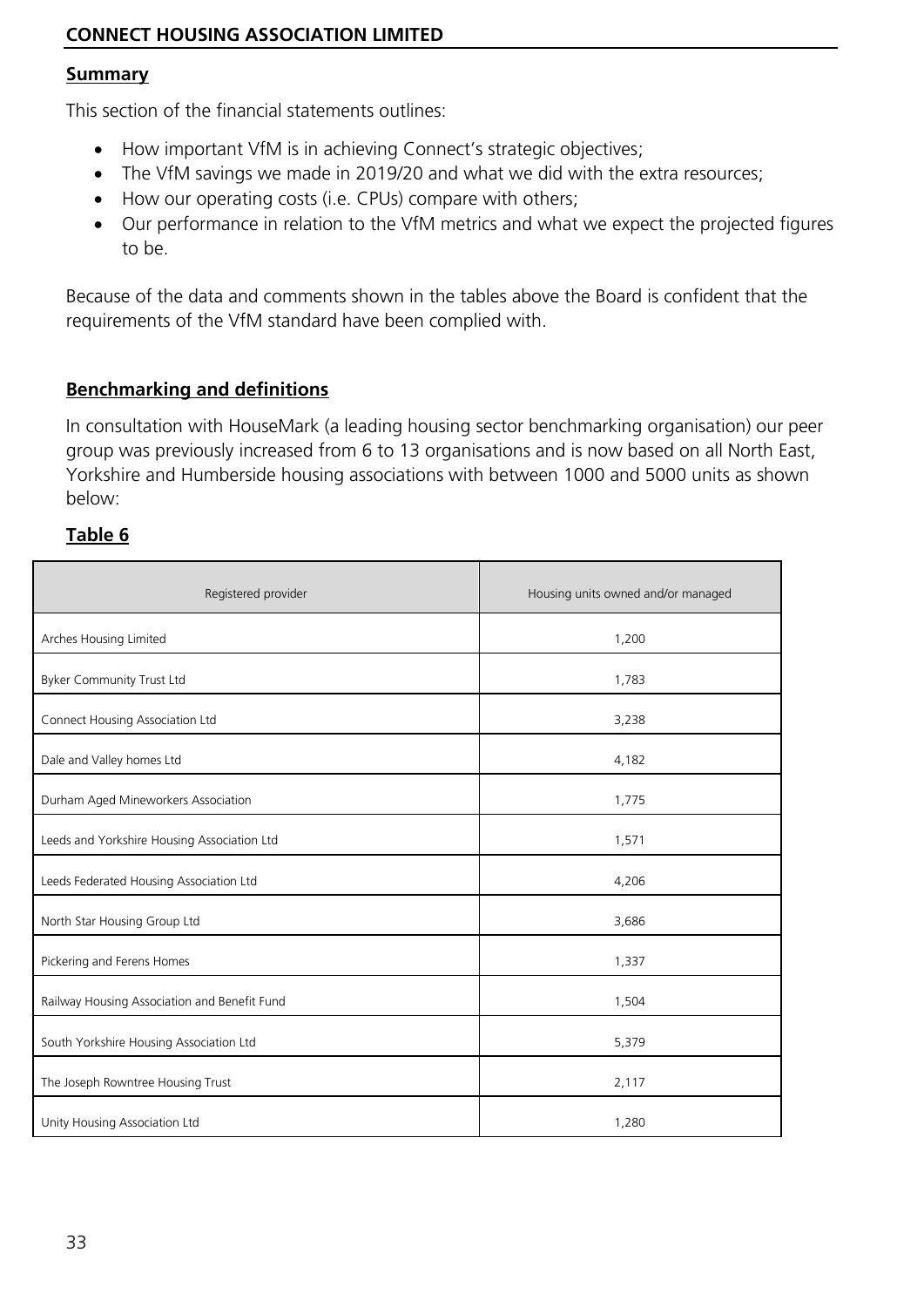## Summary

This section of the financial statements outlines:

- How important VfM is in achieving Connect's strategic objectives;
- The VfM savings we made in 2019/20 and what we did with the extra resources;
- How our operating costs (i.e. CPUs) compare with others;
- Our performance in relation to the VfM metrics and what we expect the projected figures to be.

Because of the data and comments shown in the tables above the Board is confident that the requirements of the VfM standard have been complied with.

## Benchmarking and definitions

In consultation with HouseMark (a leading housing sector benchmarking organisation) our peer group was previously increased from 6 to 13 organisations and is now based on all North East, Yorkshire and Humberside housing associations with between 1000 and 5000 units as shown below:

### Table 6

| Registered provider | Housing units owned and/or managed |
|---|---|
| Arches Housing Limited | 1,200 |
| Byker Community Trust Ltd | 1,783 |
| Connect Housing Association Ltd | 3,238 |
| Dale and Valley homes Ltd | 4,182 |
| Durham Aged Mineworkers Association | 1,775 |
| Leeds and Yorkshire Housing Association Ltd | 1,571 |
| Leeds Federated Housing Association Ltd | 4,206 |
| North Star Housing Group Ltd | 3,686 |
| Pickering and Ferens Homes | 1,337 |
| Railway Housing Association and Benefit Fund | 1,504 |
| South Yorkshire Housing Association Ltd | 5,379 |
| The Joseph Rowntree Housing Trust | 2,117 |
| Unity Housing Association Ltd | 1,280 |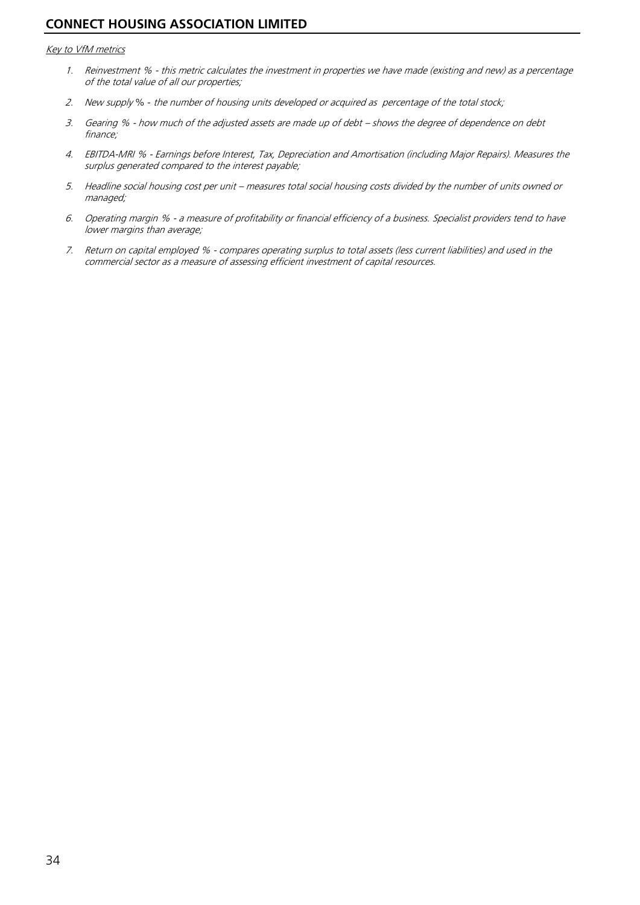*Key to VfM metrics*

1. *Reinvestment % - this metric calculates the investment in properties we have made (existing and new) as a percentage of the total value of all our properties;*
2. *New supply % - the number of housing units developed or acquired as percentage of the total stock;*
3. *Gearing % - how much of the adjusted assets are made up of debt – shows the degree of dependence on debt finance;*
4. *EBITDA-MRI % - Earnings before Interest, Tax, Depreciation and Amortisation (including Major Repairs). Measures the surplus generated compared to the interest payable;*
5. *Headline social housing cost per unit – measures total social housing costs divided by the number of units owned or managed;*
6. *Operating margin % - a measure of profitability or financial efficiency of a business. Specialist providers tend to have lower margins than average;*
7. *Return on capital employed % - compares operating surplus to total assets (less current liabilities) and used in the commercial sector as a measure of assessing efficient investment of capital resources.*